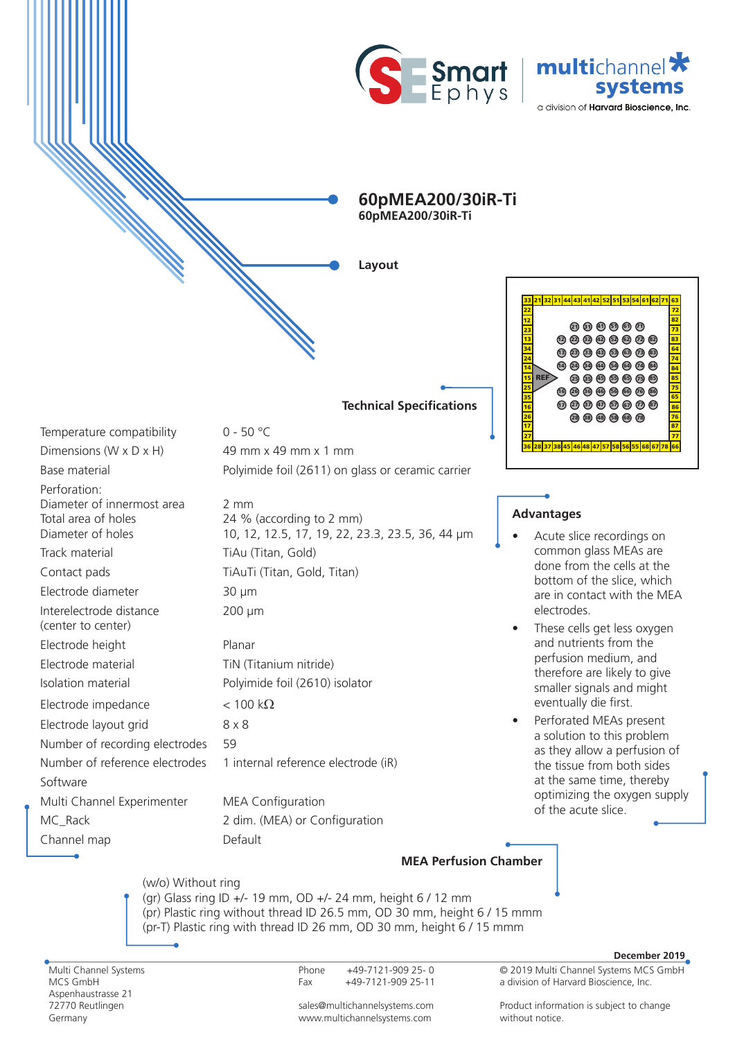# 60pMEA200/30iR-Ti

**60pMEA200/30iR-Ti**

## Layout

## Technical Specifications

| | |
|---|---|
| Temperature compatibility | 0 - 50 °C |
| Dimensions (W x D x H) | 49 mm x 49 mm x 1 mm |
| Base material | Polyimide foil (2611) on glass or ceramic carrier |
| Perforation: | |
| Diameter of innermost area | 2 mm |
| Total area of holes | 24 % (according to 2 mm) |
| Diameter of holes | 10, 12, 12.5, 17, 19, 22, 23.3, 23.5, 36, 44 µm |
| Track material | TiAu (Titan, Gold) |
| Contact pads | TiAuTi (Titan, Gold, Titan) |
| Electrode diameter | 30 µm |
| Interelectrode distance (center to center) | 200 µm |
| Electrode height | Planar |
| Electrode material | TiN (Titanium nitride) |
| Isolation material | Polyimide foil (2610) isolator |
| Electrode impedance | < 100 kΩ |
| Electrode layout grid | 8 x 8 |
| Number of recording electrodes | 59 |
| Number of reference electrodes | 1 internal reference electrode (iR) |
| Software | |
| Multi Channel Experimenter | MEA Configuration |
| MC_Rack | 2 dim. (MEA) or Configuration |
| Channel map | Default |

## Advantages

- Acute slice recordings on common glass MEAs are done from the cells at the bottom of the slice, which are in contact with the MEA electrodes.
- These cells get less oxygen and nutrients from the perfusion medium, and therefore are likely to give smaller signals and might eventually die first.
- Perforated MEAs present a solution to this problem as they allow a perfusion of the tissue from both sides at the same time, thereby optimizing the oxygen supply of the acute slice.

## MEA Perfusion Chamber

(w/o) Without ring
(gr) Glass ring ID +/- 19 mm, OD +/- 24 mm, height 6 / 12 mm
(pr) Plastic ring without thread ID 26.5 mm, OD 30 mm, height 6 / 15 mmm
(pr-T) Plastic ring with thread ID 26 mm, OD 30 mm, height 6 / 15 mmm

December 2019

Multi Channel Systems
MCS GmbH
Aspenhaustrasse 21
72770 Reutlingen
Germany

Phone +49-7121-909 25- 0
Fax +49-7121-909 25-11

sales@multichannelsystems.com
www.multichannelsystems.com

© 2019 Multi Channel Systems MCS GmbH
a division of Harvard Bioscience, Inc.

Product information is subject to change without notice.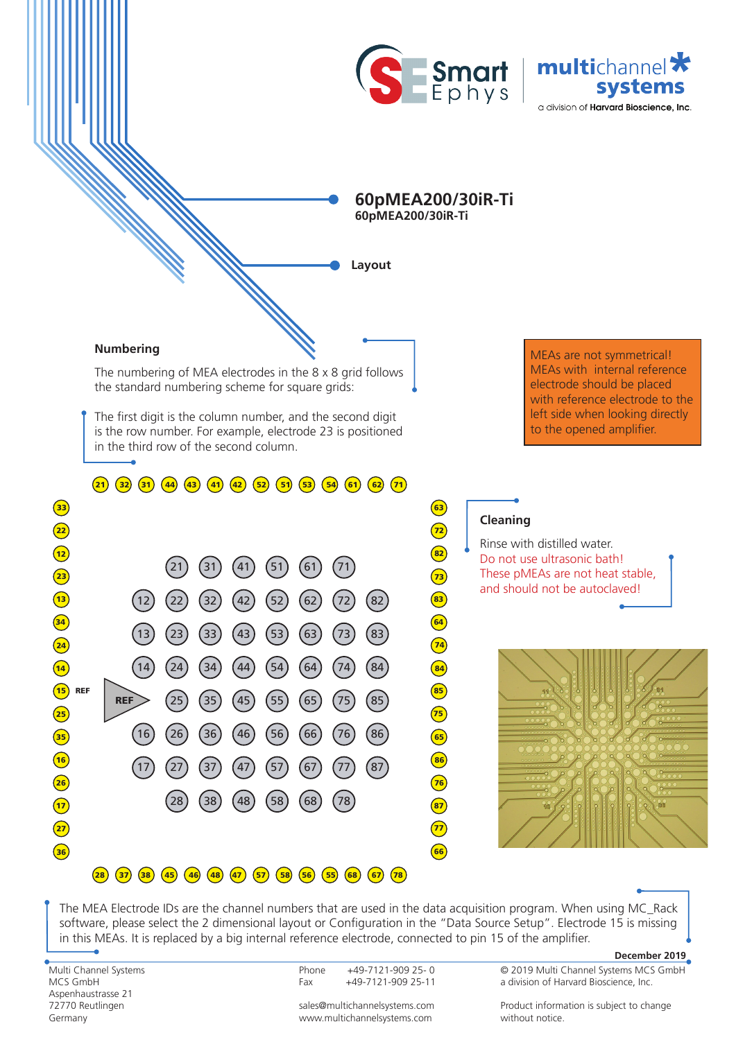# 60pMEA200/30iR-Ti

**60pMEA200/30iR-Ti**

## Layout

### Numbering

The numbering of MEA electrodes in the 8 x 8 grid follows the standard numbering scheme for square grids:

The first digit is the column number, and the second digit is the row number. For example, electrode 23 is positioned in the third row of the second column.

MEAs are not symmetrical! MEAs with internal reference electrode should be placed with reference electrode to the left side when looking directly to the opened amplifier.

21 32 31 44 43 41 42 52 51 53 54 61 62 71

33 22 12 23 13 34 24 14 15 REF 25 35 16 26 17 27 36

21 31 41 51 61 71

12 22 32 42 52 62 72 82

13 23 33 43 53 63 73 83

14 24 34 44 54 64 74 84

REF 25 35 45 55 65 75 85

16 26 36 46 56 66 76 86

17 27 37 47 57 67 77 87

28 38 48 58 68 78

63 72 82 73 83 64 74 84 85 75 65 86 76 87 77 66

28 37 38 45 46 48 47 57 58 56 55 68 67 78

### Cleaning

Rinse with distilled water.
Do not use ultrasonic bath!
These pMEAs are not heat stable, and should not be autoclaved!

The MEA Electrode IDs are the channel numbers that are used in the data acquisition program. When using MC_Rack software, please select the 2 dimensional layout or Configuration in the "Data Source Setup". Electrode 15 is missing in this MEAs. It is replaced by a big internal reference electrode, connected to pin 15 of the amplifier.

**December 2019**

Multi Channel Systems
MCS GmbH
Aspenhaustrasse 21
72770 Reutlingen
Germany

Phone +49-7121-909 25- 0
Fax +49-7121-909 25-11

sales@multichannelsystems.com
www.multichannelsystems.com

© 2019 Multi Channel Systems MCS GmbH
a division of Harvard Bioscience, Inc.

Product information is subject to change without notice.